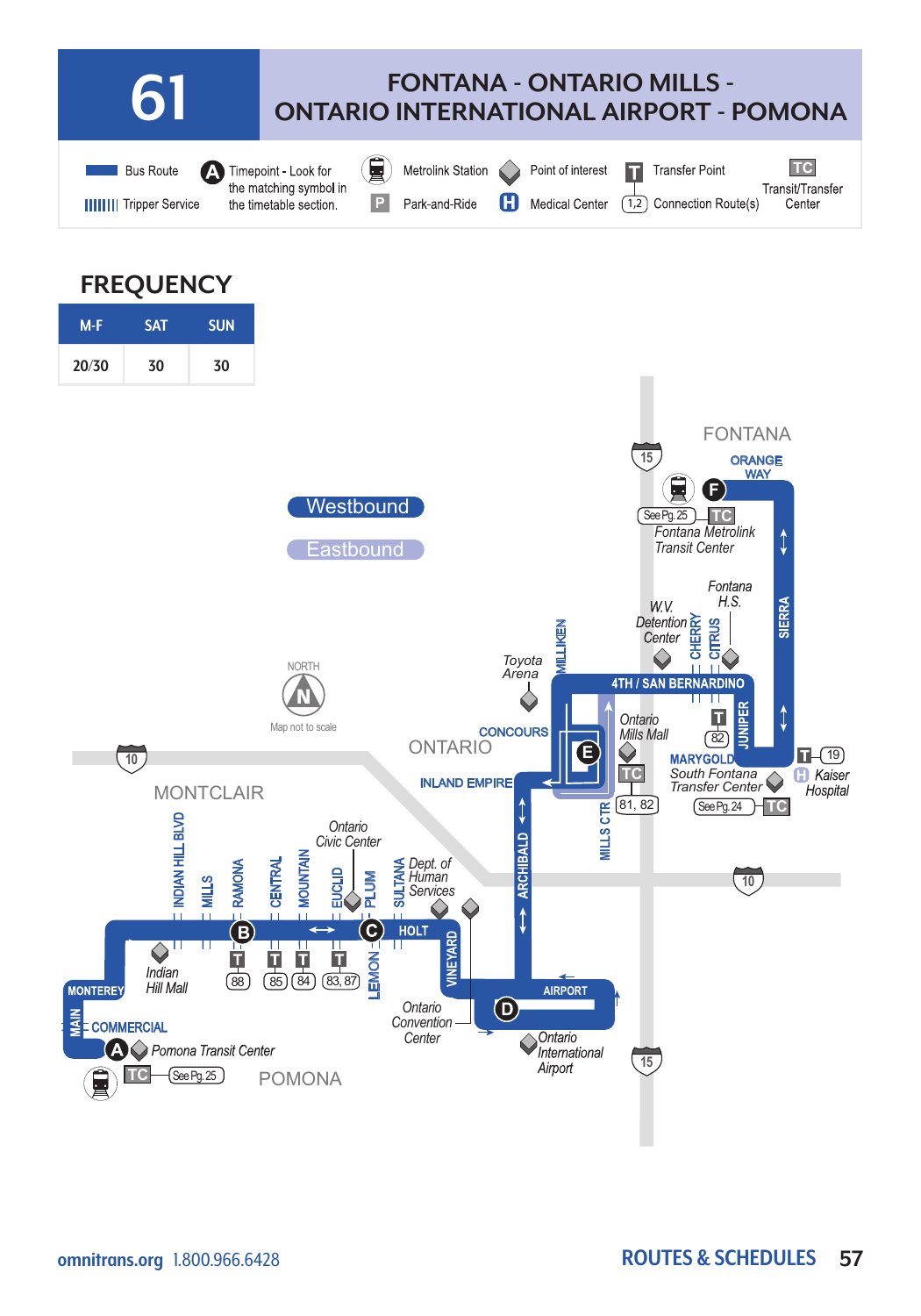# 61

## FONTANA - ONTARIO MILLS - ONTARIO INTERNATIONAL AIRPORT - POMONA

Bus Route | Tripper Service | A Timepoint - Look for the matching symbol in the timetable section. | Metrolink Station | P Park-and-Ride | Point of interest | H Medical Center | T Transfer Point | (1,2) Connection Route(s) | TC Transit/Transfer Center

## FREQUENCY

| M-F | SAT | SUN |
|---|---|---|
| 20/30 | 30 | 30 |

Westbound

Eastbound

NORTH

Map not to scale

FONTANA

ORANGE WAY

F — Fontana Metrolink Transit Center (See Pg. 25) TC

Fontana H.S.

W.V. Detention Center

SIERRA

CHERRY

CITRUS

4TH / SAN BERNARDINO

JUNIPER

T (82)

Toyota Arena

MILLIKEN

CONCOURS

ONTARIO

INLAND EMPIRE

E — Ontario Mills Mall TC (81, 82)

MILLS CTR

MARYGOLD

South Fontana Transfer Center (See Pg. 24) TC

T (19)

H Kaiser Hospital

15

10

MONTCLAIR

INDIAN HILL BLVD

MILLS

RAMONA

CENTRAL

MOUNTAIN

EUCLID

PLUM

SULTANA

Ontario Civic Center

Dept. of Human Services

ARCHIBALD

B — T (88), T (85), T (84), T (83, 87)

C

HOLT

LEMON

VINEYARD

Indian Hill Mall

MONTEREY

MAIN

COMMERCIAL

A — Pomona Transit Center TC (See Pg. 25)

POMONA

Ontario Convention Center

AIRPORT

D — Ontario International Airport

omnitrans.org 1.800.966.6428

ROUTES & SCHEDULES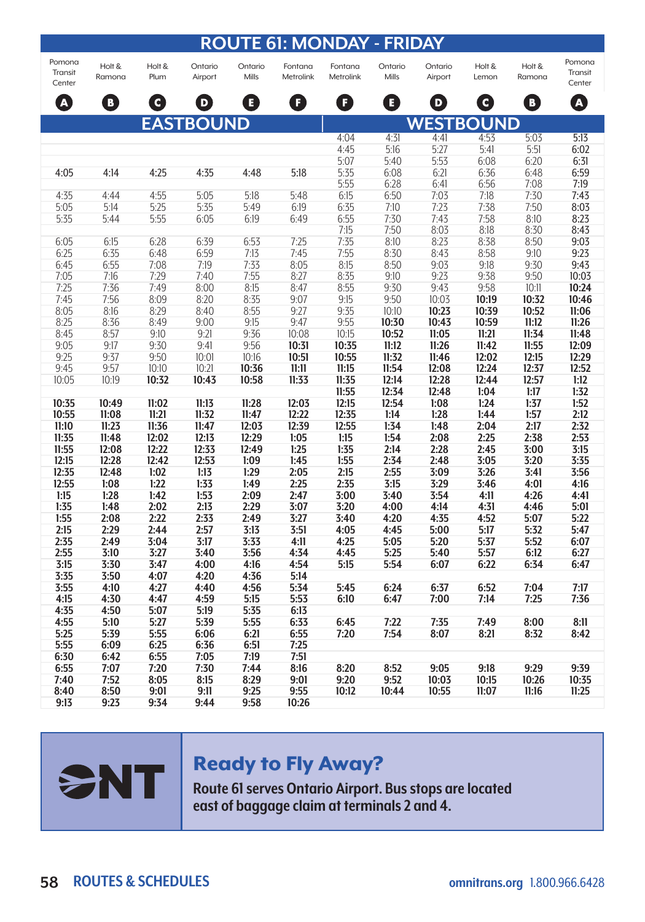## ROUTE 61: MONDAY - FRIDAY

| Pomona Transit Center (A) | Holt & Ramona (B) | Holt & Plum (C) | Ontario Airport (D) | Ontario Mills (E) | Fontana Metrolink (F) | Fontana Metrolink (F) | Ontario Mills (E) | Ontario Airport (D) | Holt & Lemon (C) | Holt & Ramona (B) | Pomona Transit Center (A) |
|---|---|---|---|---|---|---|---|---|---|---|---|
| **EASTBOUND** | | | | | | **WESTBOUND** | | | | | |
| | | | | | | 4:04 | 4:31 | 4:41 | 4:53 | 5:03 | 5:13 |
| | | | | | | 4:45 | 5:16 | 5:27 | 5:41 | 5:51 | 6:02 |
| | | | | | | 5:07 | 5:40 | 5:53 | 6:08 | 6:20 | 6:31 |
| 4:05 | 4:14 | 4:25 | 4:35 | 4:48 | 5:18 | 5:35 | 6:08 | 6:21 | 6:36 | 6:48 | 6:59 |
| | | | | | | 5:55 | 6:28 | 6:41 | 6:56 | 7:08 | 7:19 |
| 4:35 | 4:44 | 4:55 | 5:05 | 5:18 | 5:48 | 6:15 | 6:50 | 7:03 | 7:18 | 7:30 | 7:43 |
| 5:05 | 5:14 | 5:25 | 5:35 | 5:49 | 6:19 | 6:35 | 7:10 | 7:23 | 7:38 | 7:50 | 8:03 |
| 5:35 | 5:44 | 5:55 | 6:05 | 6:19 | 6:49 | 6:55 | 7:30 | 7:43 | 7:58 | 8:10 | 8:23 |
| | | | | | | 7:15 | 7:50 | 8:03 | 8:18 | 8:30 | 8:43 |
| 6:05 | 6:15 | 6:28 | 6:39 | 6:53 | 7:25 | 7:35 | 8:10 | 8:23 | 8:38 | 8:50 | 9:03 |
| 6:25 | 6:35 | 6:48 | 6:59 | 7:13 | 7:45 | 7:55 | 8:30 | 8:43 | 8:58 | 9:10 | 9:23 |
| 6:45 | 6:55 | 7:08 | 7:19 | 7:33 | 8:05 | 8:15 | 8:50 | 9:03 | 9:18 | 9:30 | 9:43 |
| 7:05 | 7:16 | 7:29 | 7:40 | 7:55 | 8:27 | 8:35 | 9:10 | 9:23 | 9:38 | 9:50 | **10:03** |
| 7:25 | 7:36 | 7:49 | 8:00 | 8:15 | 8:47 | 8:55 | 9:30 | 9:43 | 9:58 | 10:11 | **10:24** |
| 7:45 | 7:56 | 8:09 | 8:20 | 8:35 | 9:07 | 9:15 | 9:50 | 10:03 | **10:19** | **10:32** | **10:46** |
| 8:05 | 8:16 | 8:29 | 8:40 | 8:55 | 9:27 | 9:35 | 10:10 | **10:23** | **10:39** | **10:52** | **11:06** |
| 8:25 | 8:36 | 8:49 | 9:00 | 9:15 | 9:47 | 9:55 | **10:30** | **10:43** | **10:59** | **11:12** | **11:26** |
| 8:45 | 8:57 | 9:10 | 9:21 | 9:36 | 10:08 | 10:15 | **10:52** | **11:05** | **11:21** | **11:34** | **11:48** |
| 9:05 | 9:17 | 9:30 | 9:41 | 9:56 | **10:31** | **10:35** | **11:12** | **11:26** | **11:42** | **11:55** | **12:09** |
| 9:25 | 9:37 | 9:50 | 10:01 | 10:16 | **10:51** | **10:55** | **11:32** | **11:46** | **12:02** | **12:15** | **12:29** |
| 9:45 | 9:57 | 10:10 | 10:21 | **10:36** | **11:11** | **11:15** | **11:54** | **12:08** | **12:24** | **12:37** | **12:52** |
| 10:05 | 10:19 | **10:32** | **10:43** | **10:58** | **11:33** | **11:35** | **12:14** | **12:28** | **12:44** | **12:57** | **1:12** |
| | | | | | | **11:55** | **12:34** | **12:48** | **1:04** | **1:17** | **1:32** |
| **10:35** | **10:49** | **11:02** | **11:13** | **11:28** | **12:03** | **12:15** | **12:54** | **1:08** | **1:24** | **1:37** | **1:52** |
| **10:55** | **11:08** | **11:21** | **11:32** | **11:47** | **12:22** | **12:35** | **1:14** | **1:28** | **1:44** | **1:57** | **2:12** |
| **11:10** | **11:23** | **11:36** | **11:47** | **12:03** | **12:39** | **12:55** | **1:34** | **1:48** | **2:04** | **2:17** | **2:32** |
| **11:35** | **11:48** | **12:02** | **12:13** | **12:29** | **1:05** | **1:15** | **1:54** | **2:08** | **2:25** | **2:38** | **2:53** |
| **11:55** | **12:08** | **12:22** | **12:33** | **12:49** | **1:25** | **1:35** | **2:14** | **2:28** | **2:45** | **3:00** | **3:15** |
| **12:15** | **12:28** | **12:42** | **12:53** | **1:09** | **1:45** | **1:55** | **2:34** | **2:48** | **3:05** | **3:20** | **3:35** |
| **12:35** | **12:48** | **1:02** | **1:13** | **1:29** | **2:05** | **2:15** | **2:55** | **3:09** | **3:26** | **3:41** | **3:56** |
| **12:55** | **1:08** | **1:22** | **1:33** | **1:49** | **2:25** | **2:35** | **3:15** | **3:29** | **3:46** | **4:01** | **4:16** |
| **1:15** | **1:28** | **1:42** | **1:53** | **2:09** | **2:47** | **3:00** | **3:40** | **3:54** | **4:11** | **4:26** | **4:41** |
| **1:35** | **1:48** | **2:02** | **2:13** | **2:29** | **3:07** | **3:20** | **4:00** | **4:14** | **4:31** | **4:46** | **5:01** |
| **1:55** | **2:08** | **2:22** | **2:33** | **2:49** | **3:27** | **3:40** | **4:20** | **4:35** | **4:52** | **5:07** | **5:22** |
| **2:15** | **2:29** | **2:44** | **2:57** | **3:13** | **3:51** | **4:05** | **4:45** | **5:00** | **5:17** | **5:32** | **5:47** |
| **2:35** | **2:49** | **3:04** | **3:17** | **3:33** | **4:11** | **4:25** | **5:05** | **5:20** | **5:37** | **5:52** | **6:07** |
| **2:55** | **3:10** | **3:27** | **3:40** | **3:56** | **4:34** | **4:45** | **5:25** | **5:40** | **5:57** | **6:12** | **6:27** |
| **3:15** | **3:30** | **3:47** | **4:00** | **4:16** | **4:54** | **5:15** | **5:54** | **6:07** | **6:22** | **6:34** | **6:47** |
| **3:35** | **3:50** | **4:07** | **4:20** | **4:36** | **5:14** | | | | | | |
| **3:55** | **4:10** | **4:27** | **4:40** | **4:56** | **5:34** | **5:45** | **6:24** | **6:37** | **6:52** | **7:04** | **7:17** |
| **4:15** | **4:30** | **4:47** | **4:59** | **5:15** | **5:53** | **6:10** | **6:47** | **7:00** | **7:14** | **7:25** | **7:36** |
| **4:35** | **4:50** | **5:07** | **5:19** | **5:35** | **6:13** | | | | | | |
| **4:55** | **5:10** | **5:27** | **5:39** | **5:55** | **6:33** | **6:45** | **7:22** | **7:35** | **7:49** | **8:00** | **8:11** |
| **5:25** | **5:39** | **5:55** | **6:06** | **6:21** | **6:55** | **7:20** | **7:54** | **8:07** | **8:21** | **8:32** | **8:42** |
| **5:55** | **6:09** | **6:25** | **6:36** | **6:51** | **7:25** | | | | | | |
| **6:30** | **6:42** | **6:55** | **7:05** | **7:19** | **7:51** | | | | | | |
| **6:55** | **7:07** | **7:20** | **7:30** | **7:44** | **8:16** | **8:20** | **8:52** | **9:05** | **9:18** | **9:29** | **9:39** |
| **7:40** | **7:52** | **8:05** | **8:15** | **8:29** | **9:01** | **9:20** | **9:52** | **10:03** | **10:15** | **10:26** | **10:35** |
| **8:40** | **8:50** | **9:01** | **9:11** | **9:25** | **9:55** | **10:12** | **10:44** | **10:55** | **11:07** | **11:16** | **11:25** |
| **9:13** | **9:23** | **9:34** | **9:44** | **9:58** | **10:26** | | | | | | |

ONT

### Ready to Fly Away?

**Route 61 serves Ontario Airport. Bus stops are located east of baggage claim at terminals 2 and 4.**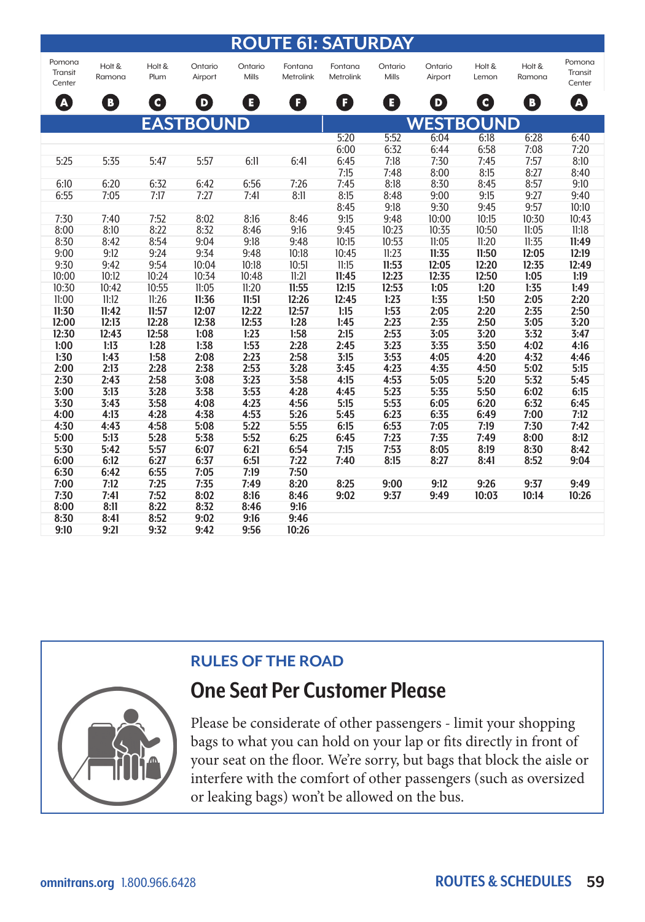# ROUTE 61: SATURDAY

| Pomona Transit Center | Holt & Ramona | Holt & Plum | Ontario Airport | Ontario Mills | Fontana Metrolink | Fontana Metrolink | Ontario Mills | Ontario Airport | Holt & Lemon | Holt & Ramona | Pomona Transit Center |
|---|---|---|---|---|---|---|---|---|---|---|---|
| A | B | C | D | E | F | F | E | D | C | B | A |
| **EASTBOUND** | | | | | | **WESTBOUND** | | | | | |
| | | | | | | 5:20 | 5:52 | 6:04 | 6:18 | 6:28 | 6:40 |
| | | | | | | 6:00 | 6:32 | 6:44 | 6:58 | 7:08 | 7:20 |
| 5:25 | 5:35 | 5:47 | 5:57 | 6:11 | 6:41 | 6:45 | 7:18 | 7:30 | 7:45 | 7:57 | 8:10 |
| | | | | | | 7:15 | 7:48 | 8:00 | 8:15 | 8:27 | 8:40 |
| 6:10 | 6:20 | 6:32 | 6:42 | 6:56 | 7:26 | 7:45 | 8:18 | 8:30 | 8:45 | 8:57 | 9:10 |
| 6:55 | 7:05 | 7:17 | 7:27 | 7:41 | 8:11 | 8:15 | 8:48 | 9:00 | 9:15 | 9:27 | 9:40 |
| | | | | | | 8:45 | 9:18 | 9:30 | 9:45 | 9:57 | 10:10 |
| 7:30 | 7:40 | 7:52 | 8:02 | 8:16 | 8:46 | 9:15 | 9:48 | 10:00 | 10:15 | 10:30 | 10:43 |
| 8:00 | 8:10 | 8:22 | 8:32 | 8:46 | 9:16 | 9:45 | 10:23 | 10:35 | 10:50 | 11:05 | 11:18 |
| 8:30 | 8:42 | 8:54 | 9:04 | 9:18 | 9:48 | 10:15 | 10:53 | 11:05 | 11:20 | 11:35 | **11:49** |
| 9:00 | 9:12 | 9:24 | 9:34 | 9:48 | 10:18 | 10:45 | 11:23 | **11:35** | **11:50** | **12:05** | **12:19** |
| 9:30 | 9:42 | 9:54 | 10:04 | 10:18 | 10:51 | 11:15 | **11:53** | **12:05** | **12:20** | **12:35** | **12:49** |
| 10:00 | 10:12 | 10:24 | 10:34 | 10:48 | 11:21 | **11:45** | **12:23** | **12:35** | **12:50** | **1:05** | **1:19** |
| 10:30 | 10:42 | 10:55 | 11:05 | 11:20 | **11:55** | **12:15** | **12:53** | **1:05** | **1:20** | **1:35** | **1:49** |
| 11:00 | 11:12 | 11:26 | **11:36** | **11:51** | **12:26** | **12:45** | **1:23** | **1:35** | **1:50** | **2:05** | **2:20** |
| **11:30** | **11:42** | **11:57** | **12:07** | **12:22** | **12:57** | **1:15** | **1:53** | **2:05** | **2:20** | **2:35** | **2:50** |
| **12:00** | **12:13** | **12:28** | **12:38** | **12:53** | **1:28** | **1:45** | **2:23** | **2:35** | **2:50** | **3:05** | **3:20** |
| **12:30** | **12:43** | **12:58** | **1:08** | **1:23** | **1:58** | **2:15** | **2:53** | **3:05** | **3:20** | **3:32** | **3:47** |
| **1:00** | **1:13** | **1:28** | **1:38** | **1:53** | **2:28** | **2:45** | **3:23** | **3:35** | **3:50** | **4:02** | **4:16** |
| **1:30** | **1:43** | **1:58** | **2:08** | **2:23** | **2:58** | **3:15** | **3:53** | **4:05** | **4:20** | **4:32** | **4:46** |
| **2:00** | **2:13** | **2:28** | **2:38** | **2:53** | **3:28** | **3:45** | **4:23** | **4:35** | **4:50** | **5:02** | **5:15** |
| **2:30** | **2:43** | **2:58** | **3:08** | **3:23** | **3:58** | **4:15** | **4:53** | **5:05** | **5:20** | **5:32** | **5:45** |
| **3:00** | **3:13** | **3:28** | **3:38** | **3:53** | **4:28** | **4:45** | **5:23** | **5:35** | **5:50** | **6:02** | **6:15** |
| **3:30** | **3:43** | **3:58** | **4:08** | **4:23** | **4:56** | **5:15** | **5:53** | **6:05** | **6:20** | **6:32** | **6:45** |
| **4:00** | **4:13** | **4:28** | **4:38** | **4:53** | **5:26** | **5:45** | **6:23** | **6:35** | **6:49** | **7:00** | **7:12** |
| **4:30** | **4:43** | **4:58** | **5:08** | **5:22** | **5:55** | **6:15** | **6:53** | **7:05** | **7:19** | **7:30** | **7:42** |
| **5:00** | **5:13** | **5:28** | **5:38** | **5:52** | **6:25** | **6:45** | **7:23** | **7:35** | **7:49** | **8:00** | **8:12** |
| **5:30** | **5:42** | **5:57** | **6:07** | **6:21** | **6:54** | **7:15** | **7:53** | **8:05** | **8:19** | **8:30** | **8:42** |
| **6:00** | **6:12** | **6:27** | **6:37** | **6:51** | **7:22** | **7:40** | **8:15** | **8:27** | **8:41** | **8:52** | **9:04** |
| **6:30** | **6:42** | **6:55** | **7:05** | **7:19** | **7:50** | | | | | | |
| **7:00** | **7:12** | **7:25** | **7:35** | **7:49** | **8:20** | **8:25** | **9:00** | **9:12** | **9:26** | **9:37** | **9:49** |
| **7:30** | **7:41** | **7:52** | **8:02** | **8:16** | **8:46** | **9:02** | **9:37** | **9:49** | **10:03** | **10:14** | **10:26** |
| **8:00** | **8:11** | **8:22** | **8:32** | **8:46** | **9:16** | | | | | | |
| **8:30** | **8:41** | **8:52** | **9:02** | **9:16** | **9:46** | | | | | | |
| **9:10** | **9:21** | **9:32** | **9:42** | **9:56** | **10:26** | | | | | | |

### RULES OF THE ROAD

## One Seat Per Customer Please

Please be considerate of other passengers - limit your shopping bags to what you can hold on your lap or fits directly in front of your seat on the floor. We're sorry, but bags that block the aisle or interfere with the comfort of other passengers (such as oversized or leaking bags) won't be allowed on the bus.

omnitrans.org 1.800.966.6428 ROUTES & SCHEDULES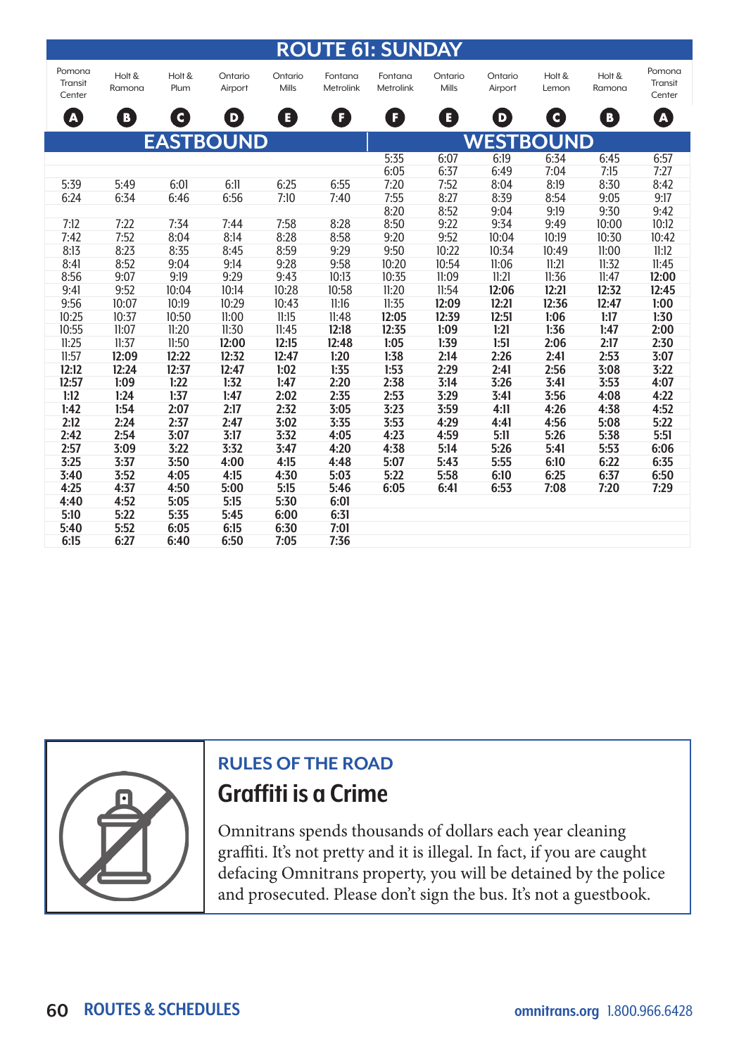# ROUTE 61: SUNDAY

| Pomona Transit Center (A) | Holt & Ramona (B) | Holt & Plum (C) | Ontario Airport (D) | Ontario Mills (E) | Fontana Metrolink (F) | Fontana Metrolink (F) | Ontario Mills (E) | Ontario Airport (D) | Holt & Lemon (C) | Holt & Ramona (B) | Pomona Transit Center (A) |
|---|---|---|---|---|---|---|---|---|---|---|---|
| EASTBOUND | | | | | | WESTBOUND | | | | | |
| | | | | | | 5:35 | 6:07 | 6:19 | 6:34 | 6:45 | 6:57 |
| | | | | | | 6:05 | 6:37 | 6:49 | 7:04 | 7:15 | 7:27 |
| 5:39 | 5:49 | 6:01 | 6:11 | 6:25 | 6:55 | 7:20 | 7:52 | 8:04 | 8:19 | 8:30 | 8:42 |
| 6:24 | 6:34 | 6:46 | 6:56 | 7:10 | 7:40 | 7:55 | 8:27 | 8:39 | 8:54 | 9:05 | 9:17 |
| | | | | | | 8:20 | 8:52 | 9:04 | 9:19 | 9:30 | 9:42 |
| 7:12 | 7:22 | 7:34 | 7:44 | 7:58 | 8:28 | 8:50 | 9:22 | 9:34 | 9:49 | 10:00 | 10:12 |
| 7:42 | 7:52 | 8:04 | 8:14 | 8:28 | 8:58 | 9:20 | 9:52 | 10:04 | 10:19 | 10:30 | 10:42 |
| 8:13 | 8:23 | 8:35 | 8:45 | 8:59 | 9:29 | 9:50 | 10:22 | 10:34 | 10:49 | 11:00 | 11:12 |
| 8:41 | 8:52 | 9:04 | 9:14 | 9:28 | 9:58 | 10:20 | 10:54 | 11:06 | 11:21 | 11:32 | 11:45 |
| 8:56 | 9:07 | 9:19 | 9:29 | 9:43 | 10:13 | 10:35 | 11:09 | 11:21 | 11:36 | 11:47 | **12:00** |
| 9:41 | 9:52 | 10:04 | 10:14 | 10:28 | 10:58 | 11:20 | 11:54 | **12:06** | **12:21** | **12:32** | **12:45** |
| 9:56 | 10:07 | 10:19 | 10:29 | 10:43 | 11:16 | 11:35 | **12:09** | **12:21** | **12:36** | **12:47** | **1:00** |
| 10:25 | 10:37 | 10:50 | 11:00 | 11:15 | 11:48 | **12:05** | **12:39** | **12:51** | **1:06** | **1:17** | **1:30** |
| 10:55 | 11:07 | 11:20 | 11:30 | 11:45 | **12:18** | **12:35** | **1:09** | **1:21** | **1:36** | **1:47** | **2:00** |
| 11:25 | 11:37 | 11:50 | **12:00** | **12:15** | **12:48** | **1:05** | **1:39** | **1:51** | **2:06** | **2:17** | **2:30** |
| 11:57 | **12:09** | **12:22** | **12:32** | **12:47** | **1:20** | **1:38** | **2:14** | **2:26** | **2:41** | **2:53** | **3:07** |
| **12:12** | **12:24** | **12:37** | **12:47** | **1:02** | **1:35** | **1:53** | **2:29** | **2:41** | **2:56** | **3:08** | **3:22** |
| **12:57** | **1:09** | **1:22** | **1:32** | **1:47** | **2:20** | **2:38** | **3:14** | **3:26** | **3:41** | **3:53** | **4:07** |
| **1:12** | **1:24** | **1:37** | **1:47** | **2:02** | **2:35** | **2:53** | **3:29** | **3:41** | **3:56** | **4:08** | **4:22** |
| **1:42** | **1:54** | **2:07** | **2:17** | **2:32** | **3:05** | **3:23** | **3:59** | **4:11** | **4:26** | **4:38** | **4:52** |
| **2:12** | **2:24** | **2:37** | **2:47** | **3:02** | **3:35** | **3:53** | **4:29** | **4:41** | **4:56** | **5:08** | **5:22** |
| **2:42** | **2:54** | **3:07** | **3:17** | **3:32** | **4:05** | **4:23** | **4:59** | **5:11** | **5:26** | **5:38** | **5:51** |
| **2:57** | **3:09** | **3:22** | **3:32** | **3:47** | **4:20** | **4:38** | **5:14** | **5:26** | **5:41** | **5:53** | **6:06** |
| **3:25** | **3:37** | **3:50** | **4:00** | **4:15** | **4:48** | **5:07** | **5:43** | **5:55** | **6:10** | **6:22** | **6:35** |
| **3:40** | **3:52** | **4:05** | **4:15** | **4:30** | **5:03** | **5:22** | **5:58** | **6:10** | **6:25** | **6:37** | **6:50** |
| **4:25** | **4:37** | **4:50** | **5:00** | **5:15** | **5:46** | **6:05** | **6:41** | **6:53** | **7:08** | **7:20** | **7:29** |
| **4:40** | **4:52** | **5:05** | **5:15** | **5:30** | **6:01** | | | | | | |
| **5:10** | **5:22** | **5:35** | **5:45** | **6:00** | **6:31** | | | | | | |
| **5:40** | **5:52** | **6:05** | **6:15** | **6:30** | **7:01** | | | | | | |
| **6:15** | **6:27** | **6:40** | **6:50** | **7:05** | **7:36** | | | | | | |

## RULES OF THE ROAD

### Graffiti is a Crime

Omnitrans spends thousands of dollars each year cleaning graffiti. It's not pretty and it is illegal. In fact, if you are caught defacing Omnitrans property, you will be detained by the police and prosecuted. Please don't sign the bus. It's not a guestbook.